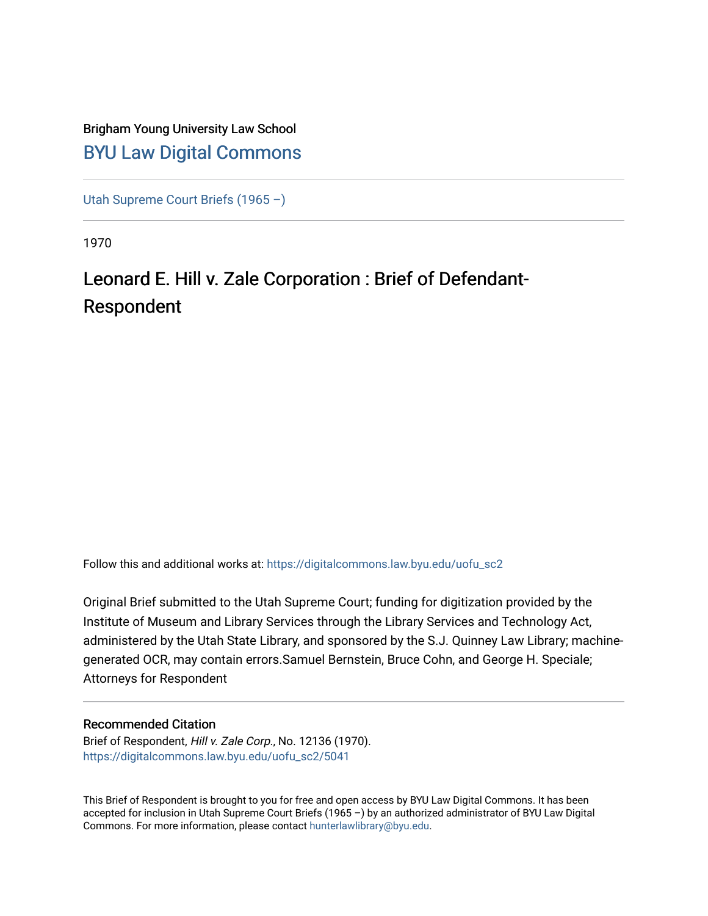Brigham Young University Law School

# BYU Law Digital Commons

Utah Supreme Court Briefs (1965 –)

1970

## Leonard E. Hill v. Zale Corporation : Brief of Defendant-Respondent

Follow this and additional works at: https://digitalcommons.law.byu.edu/uofu_sc2

Original Brief submitted to the Utah Supreme Court; funding for digitization provided by the Institute of Museum and Library Services through the Library Services and Technology Act, administered by the Utah State Library, and sponsored by the S.J. Quinney Law Library; machine-generated OCR, may contain errors.Samuel Bernstein, Bruce Cohn, and George H. Speciale; Attorneys for Respondent

### Recommended Citation

Brief of Respondent, *Hill v. Zale Corp.*, No. 12136 (1970).
https://digitalcommons.law.byu.edu/uofu_sc2/5041

This Brief of Respondent is brought to you for free and open access by BYU Law Digital Commons. It has been accepted for inclusion in Utah Supreme Court Briefs (1965 –) by an authorized administrator of BYU Law Digital Commons. For more information, please contact hunterlawlibrary@byu.edu.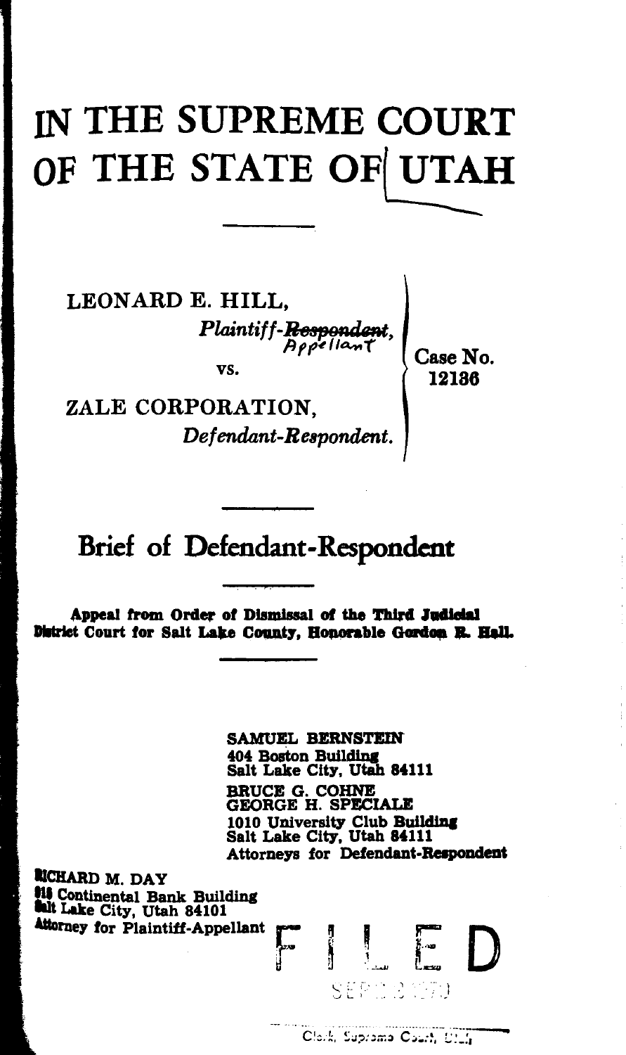# IN THE SUPREME COURT OF THE STATE OF UTAH

LEONARD E. HILL,
*Plaintiff-~~Respondent~~, Appellant*

vs.

ZALE CORPORATION,
*Defendant-Respondent.*

Case No. 12136

## Brief of Defendant-Respondent

**Appeal from Order of Dismissal of the Third Judicial District Court for Salt Lake County, Honorable Gordon R. Hall.**

SAMUEL BERNSTEIN
404 Boston Building
Salt Lake City, Utah 84111

BRUCE G. COHNE
GEORGE H. SPECIALE
1010 University Club Building
Salt Lake City, Utah 84111
Attorneys for Defendant-Respondent

RICHARD M. DAY
818 Continental Bank Building
Salt Lake City, Utah 84101
Attorney for Plaintiff-Appellant

FILED

SEP 2 1970

Clerk, Supreme Court, Utah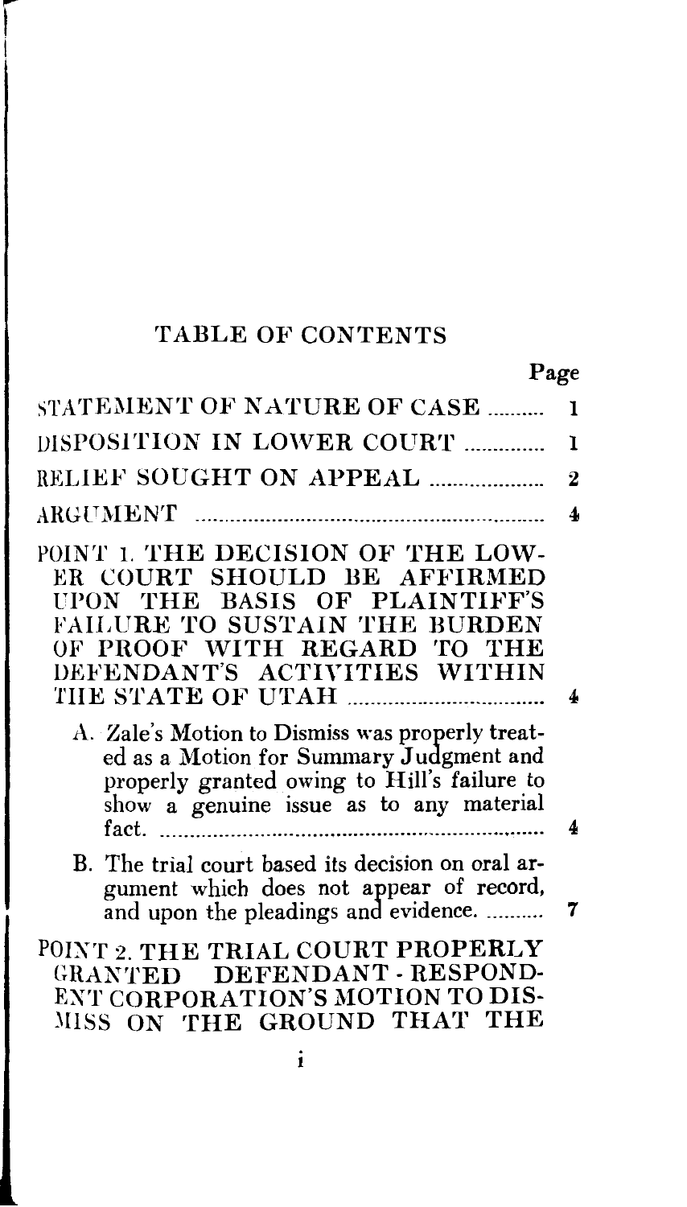# TABLE OF CONTENTS

| | Page |
|---|---|
| STATEMENT OF NATURE OF CASE | 1 |
| DISPOSITION IN LOWER COURT | 1 |
| RELIEF SOUGHT ON APPEAL | 2 |
| ARGUMENT | 4 |
| POINT 1. THE DECISION OF THE LOWER COURT SHOULD BE AFFIRMED UPON THE BASIS OF PLAINTIFF'S FAILURE TO SUSTAIN THE BURDEN OF PROOF WITH REGARD TO THE DEFENDANT'S ACTIVITIES WITHIN THE STATE OF UTAH | 4 |
| A. Zale's Motion to Dismiss was properly treated as a Motion for Summary Judgment and properly granted owing to Hill's failure to show a genuine issue as to any material fact. | 4 |
| B. The trial court based its decision on oral argument which does not appear of record, and upon the pleadings and evidence. | 7 |
| POINT 2. THE TRIAL COURT PROPERLY GRANTED DEFENDANT - RESPONDENT CORPORATION'S MOTION TO DISMISS ON THE GROUND THAT THE | |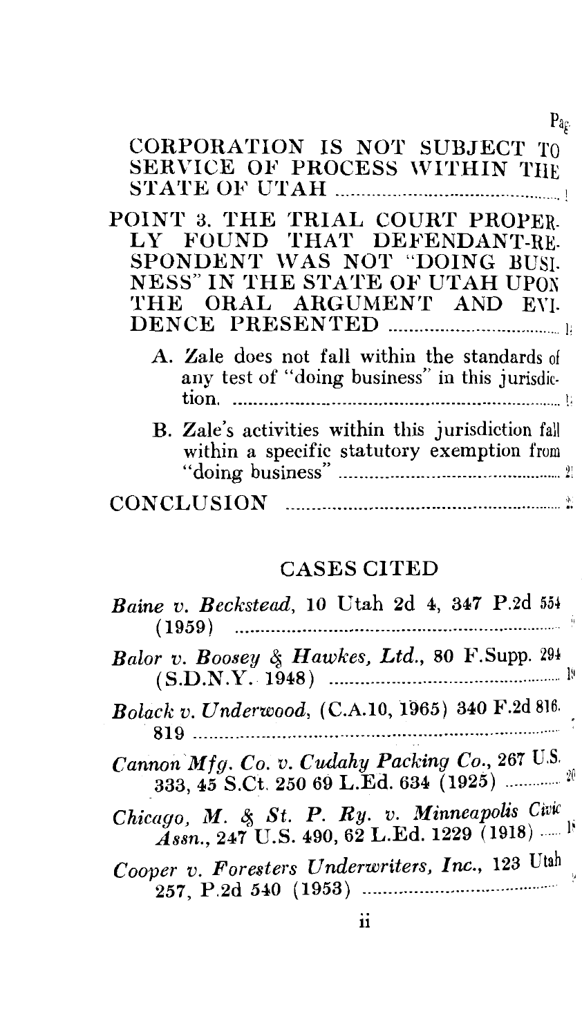Page

CORPORATION IS NOT SUBJECT TO SERVICE OF PROCESS WITHIN THE STATE OF UTAH ..................................................... !

POINT 3. THE TRIAL COURT PROPERLY FOUND THAT DEFENDANT-RESPONDENT WAS NOT "DOING BUSINESS" IN THE STATE OF UTAH UPON THE ORAL ARGUMENT AND EVIDENCE PRESENTED ..................................... 1!

A. Zale does not fall within the standards of any test of "doing business" in this jurisdiction. ........................................................................ 1!

B. Zale's activities within this jurisdiction fall within a specific statutory exemption from "doing business" ............................................... 2!

CONCLUSION ......................................................... 2!

## CASES CITED

*Baine v. Beckstead*, 10 Utah 2d 4, 347 P.2d 554 (1959) .......................................................................

*Balor v. Boosey & Hawkes, Ltd.*, 80 F.Supp. 294 (S.D.N.Y. 1948) ..................................................... 1!

*Bolack v. Underwood*, (C.A.10, 1965) 340 F.2d 816. 819 .......................................................................

*Cannon Mfg. Co. v. Cudahy Packing Co.*, 267 U.S. 333, 45 S.Ct. 250 69 L.Ed. 634 (1925) ................ 2!

*Chicago, M. & St. P. Ry. v. Minneapolis Civic Assn.*, 247 U.S. 490, 62 L.Ed. 1229 (1918) ..... 1!

*Cooper v. Foresters Underwriters, Inc.*, 123 Utah 257, P.2d 540 (1953) .............................................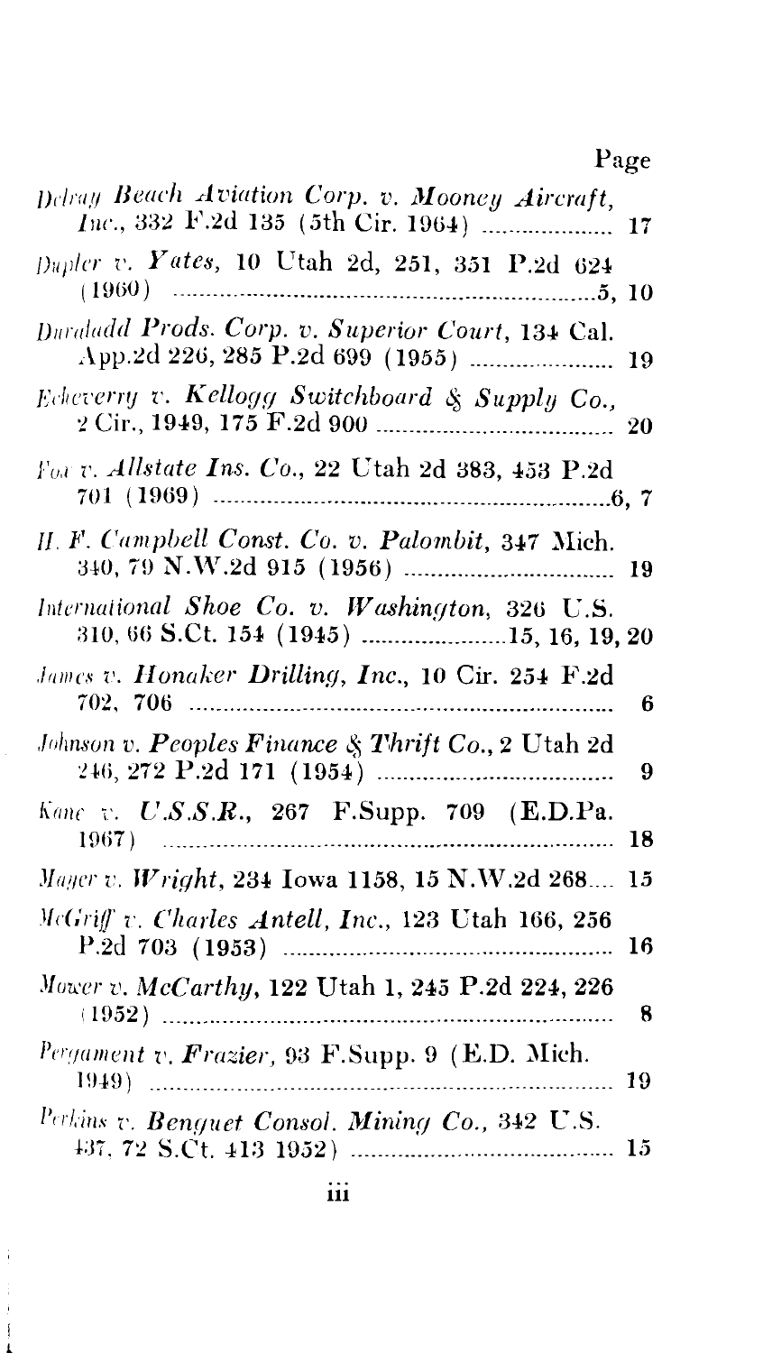Page

*Delray Beach Aviation Corp. v. Mooney Aircraft, Inc.*, 332 F.2d 135 (5th Cir. 1964) .................... 17

*Dupler v. Yates*, 10 Utah 2d, 251, 351 P.2d 624 (1960) ....................................................................5, 10

*Duraladd Prods. Corp. v. Superior Court*, 134 Cal. App.2d 226, 285 P.2d 699 (1955) ....................... 19

*Echeverry v. Kellogg Switchboard & Supply Co.*, 2 Cir., 1949, 175 F.2d 900 ........................................ 20

*Fox v. Allstate Ins. Co.*, 22 Utah 2d 383, 453 P.2d 701 (1969) ..............................................................6, 7

*H. F. Campbell Const. Co. v. Palombit*, 347 Mich. 340, 79 N.W.2d 915 (1956) .................................. 19

*International Shoe Co. v. Washington*, 326 U.S. 310, 66 S.Ct. 154 (1945) ........................15, 16, 19, 20

*James v. Honaker Drilling, Inc.*, 10 Cir. 254 F.2d 702, 706 ..................................................................... 6

*Johnson v. Peoples Finance & Thrift Co.*, 2 Utah 2d 246, 272 P.2d 171 (1954) ..................................... 9

*Kane v. U.S.S.R.*, 267 F.Supp. 709 (E.D.Pa. 1967) ................................................................................ 18

*Mayer v. Wright*, 234 Iowa 1158, 15 N.W.2d 268.... 15

*McGriff v. Charles Antell, Inc.*, 123 Utah 166, 256 P.2d 703 (1953) ...................................................... 16

*Mower v. McCarthy*, 122 Utah 1, 245 P.2d 224, 226 (1952) ..................................................................... 8

*Pergament v. Frazier*, 93 F.Supp. 9 (E.D. Mich. 1949) ........................................................................... 19

*Perkins v. Benguet Consol. Mining Co.*, 342 U.S. 437, 72 S.Ct. 413 1952) ........................................... 15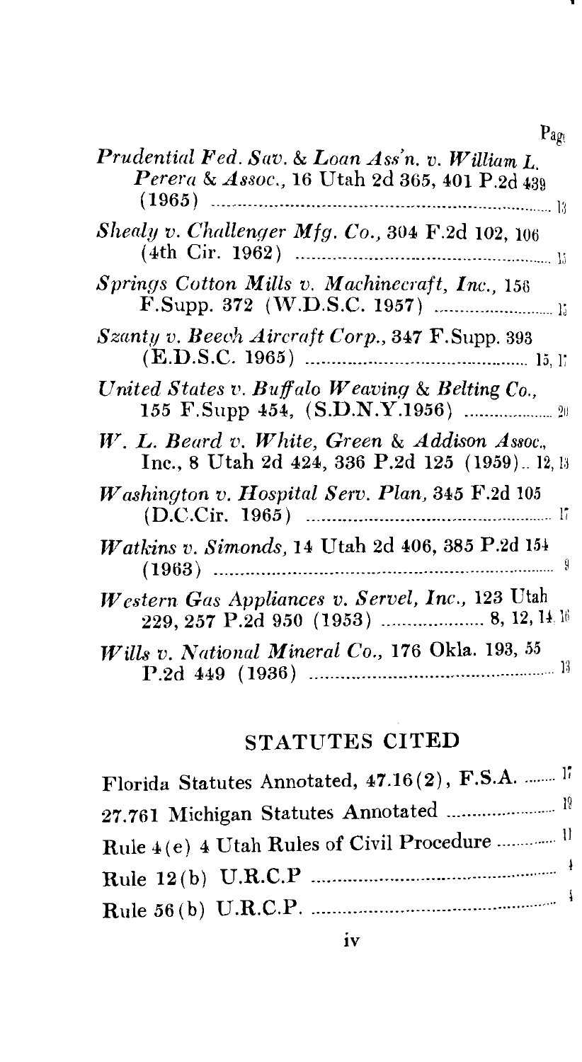Page

*Prudential Fed. Sav. & Loan Ass'n. v. William L. Perera & Assoc.*, 16 Utah 2d 365, 401 P.2d 439 (1965) ..................... 13

*Shealy v. Challenger Mfg. Co.*, 304 F.2d 102, 106 (4th Cir. 1962) ..................... 15

*Springs Cotton Mills v. Machinecraft, Inc.*, 156 F.Supp. 372 (W.D.S.C. 1957) ..................... 15

*Szanty v. Beech Aircraft Corp.*, 347 F.Supp. 393 (E.D.S.C. 1965) ..................... 15, 17

*United States v. Buffalo Weaving & Belting Co.*, 155 F.Supp 454, (S.D.N.Y.1956) ..................... 20

*W. L. Beard v. White, Green & Addison Assoc.*, Inc., 8 Utah 2d 424, 336 P.2d 125 (1959).. 12, 13

*Washington v. Hospital Serv. Plan*, 345 F.2d 105 (D.C.Cir. 1965) ..................... 17

*Watkins v. Simonds*, 14 Utah 2d 406, 385 P.2d 154 (1963) ..................... 9

*Western Gas Appliances v. Servel, Inc.*, 123 Utah 229, 257 P.2d 950 (1953) ..................... 8, 12, 14, 16

*Wills v. National Mineral Co.*, 176 Okla. 193, 55 P.2d 449 (1936) ..................... 13

## STATUTES CITED

Florida Statutes Annotated, 47.16(2), F.S.A. ..................... 17

27.761 Michigan Statutes Annotated ..................... 19

Rule 4(e) 4 Utah Rules of Civil Procedure ..................... 11

Rule 12(b) U.R.C.P ..................... 4

Rule 56(b) U.R.C.P. ..................... 4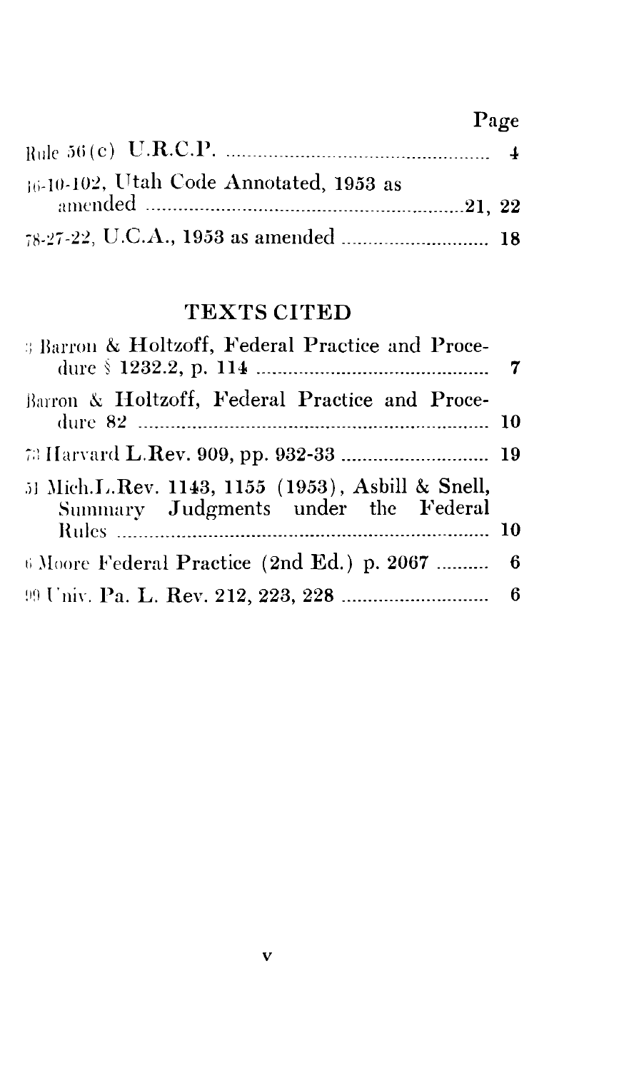| | Page |
|---|---|
| Rule 56(c) U.R.C.P. | 4 |
| 16-10-102, Utah Code Annotated, 1953 as amended | 21, 22 |
| 78-27-22, U.C.A., 1953 as amended | 18 |

## TEXTS CITED

| | |
|---|---|
| 3 Barron & Holtzoff, Federal Practice and Procedure § 1232.2, p. 114 | 7 |
| Barron & Holtzoff, Federal Practice and Procedure 82 | 10 |
| 73 Harvard L.Rev. 909, pp. 932-33 | 19 |
| 51 Mich.L.Rev. 1143, 1155 (1953), Asbill & Snell, Summary Judgments under the Federal Rules | 10 |
| 6 Moore Federal Practice (2nd Ed.) p. 2067 | 6 |
| 99 Univ. Pa. L. Rev. 212, 223, 228 | 6 |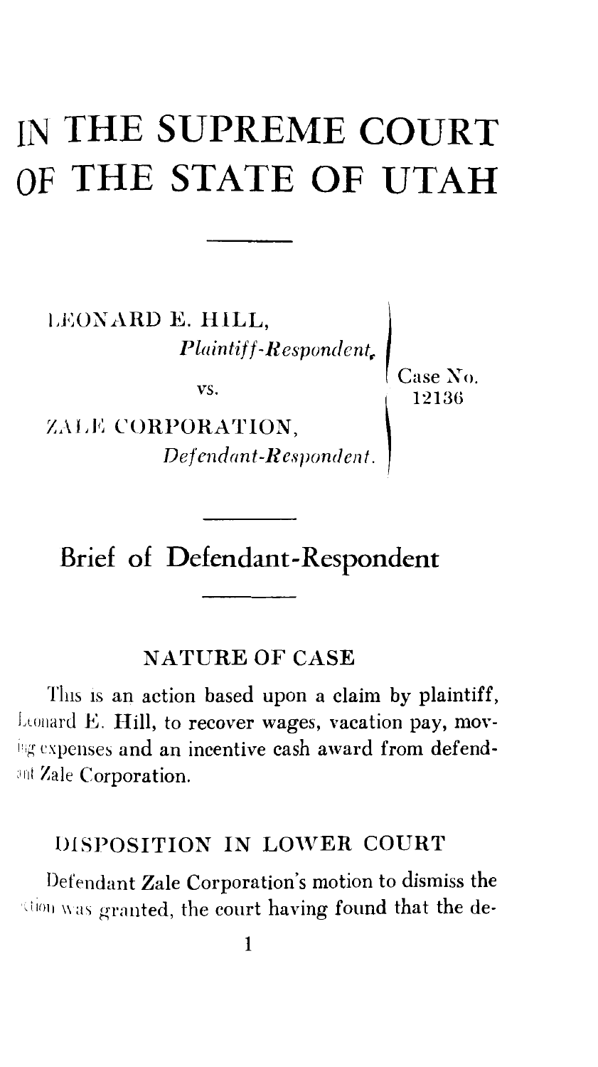# IN THE SUPREME COURT OF THE STATE OF UTAH

---

LEONARD E. HILL,
*Plaintiff-Respondent,*

vs.

ZALE CORPORATION,
*Defendant-Respondent.*

Case No. 12136

---

## Brief of Defendant-Respondent

---

### NATURE OF CASE

This is an action based upon a claim by plaintiff, Leonard E. Hill, to recover wages, vacation pay, moving expenses and an incentive cash award from defendant Zale Corporation.

### DISPOSITION IN LOWER COURT

Defendant Zale Corporation's motion to dismiss the action was granted, the court having found that the de-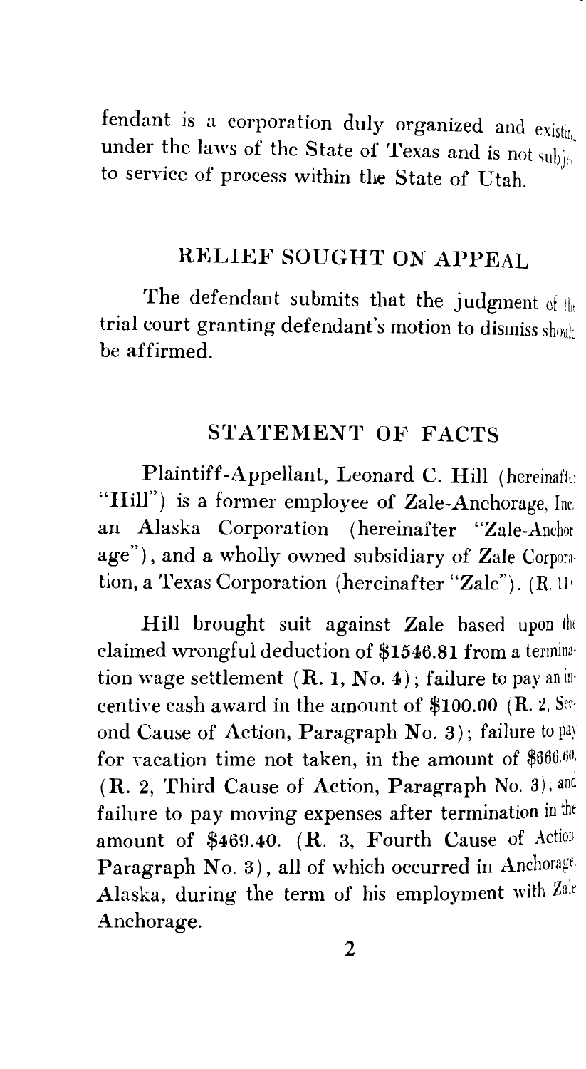fendant is a corporation duly organized and existing under the laws of the State of Texas and is not subject to service of process within the State of Utah.

## RELIEF SOUGHT ON APPEAL

The defendant submits that the judgment of the trial court granting defendant's motion to dismiss should be affirmed.

## STATEMENT OF FACTS

Plaintiff-Appellant, Leonard C. Hill (hereinafter "Hill") is a former employee of Zale-Anchorage, Inc. an Alaska Corporation (hereinafter "Zale-Anchorage"), and a wholly owned subsidiary of Zale Corporation, a Texas Corporation (hereinafter "Zale"). (R. 11)

Hill brought suit against Zale based upon the claimed wrongful deduction of $1546.81 from a termination wage settlement (R. 1, No. 4); failure to pay an incentive cash award in the amount of $100.00 (R. 2, Second Cause of Action, Paragraph No. 3); failure to pay for vacation time not taken, in the amount of $666.60 (R. 2, Third Cause of Action, Paragraph No. 3); and failure to pay moving expenses after termination in the amount of $469.40. (R. 3, Fourth Cause of Action Paragraph No. 3), all of which occurred in Anchorage, Alaska, during the term of his employment with Zale Anchorage.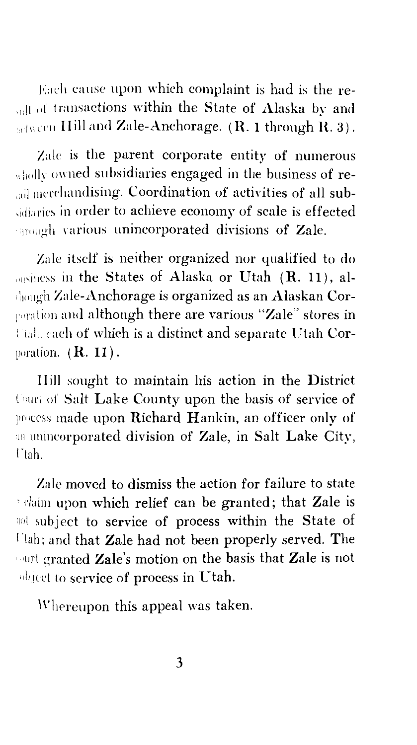Each cause upon which complaint is had is the result of transactions within the State of Alaska by and between Hill and Zale-Anchorage. (R. 1 through R. 3).

Zale is the parent corporate entity of numerous wholly owned subsidiaries engaged in the business of retail merchandising. Coordination of activities of all subsidiaries in order to achieve economy of scale is effected through various unincorporated divisions of Zale.

Zale itself is neither organized nor qualified to do business in the States of Alaska or Utah (R. 11), although Zale-Anchorage is organized as an Alaskan Corporation and although there are various "Zale" stores in Utah, each of which is a distinct and separate Utah Corporation. (R. 11).

Hill sought to maintain his action in the District Court of Salt Lake County upon the basis of service of process made upon Richard Hankin, an officer only of an unincorporated division of Zale, in Salt Lake City, Utah.

Zale moved to dismiss the action for failure to state a claim upon which relief can be granted; that Zale is not subject to service of process within the State of Utah; and that Zale had not been properly served. The court granted Zale's motion on the basis that Zale is not subject to service of process in Utah.

Whereupon this appeal was taken.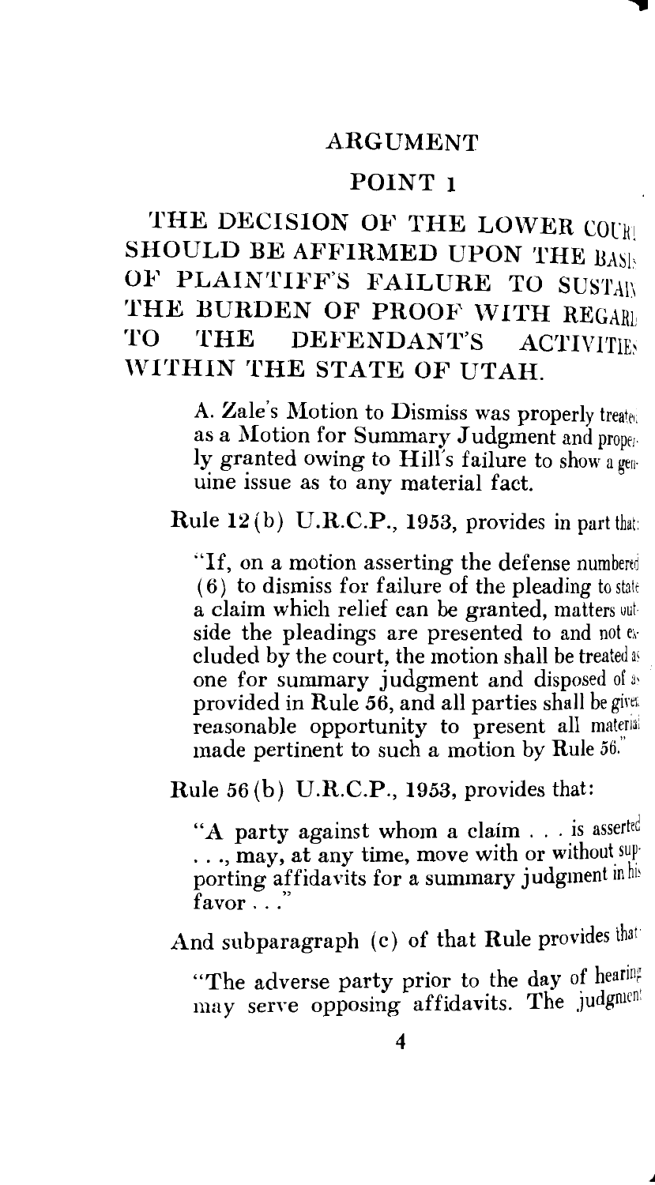## ARGUMENT

### POINT 1

### THE DECISION OF THE LOWER COURT SHOULD BE AFFIRMED UPON THE BASIS OF PLAINTIFF'S FAILURE TO SUSTAIN THE BURDEN OF PROOF WITH REGARD TO THE DEFENDANT'S ACTIVITIES WITHIN THE STATE OF UTAH.

A. Zale's Motion to Dismiss was properly treated as a Motion for Summary Judgment and properly granted owing to Hill's failure to show a genuine issue as to any material fact.

Rule 12(b) U.R.C.P., 1953, provides in part that:

> "If, on a motion asserting the defense numbered (6) to dismiss for failure of the pleading to state a claim which relief can be granted, matters outside the pleadings are presented to and not excluded by the court, the motion shall be treated as one for summary judgment and disposed of as provided in Rule 56, and all parties shall be given reasonable opportunity to present all material made pertinent to such a motion by Rule 56."

Rule 56(b) U.R.C.P., 1953, provides that:

> "A party against whom a claim . . . is asserted . . ., may, at any time, move with or without supporting affidavits for a summary judgment in his favor . . ."

And subparagraph (c) of that Rule provides that:

> "The adverse party prior to the day of hearing may serve opposing affidavits. The judgment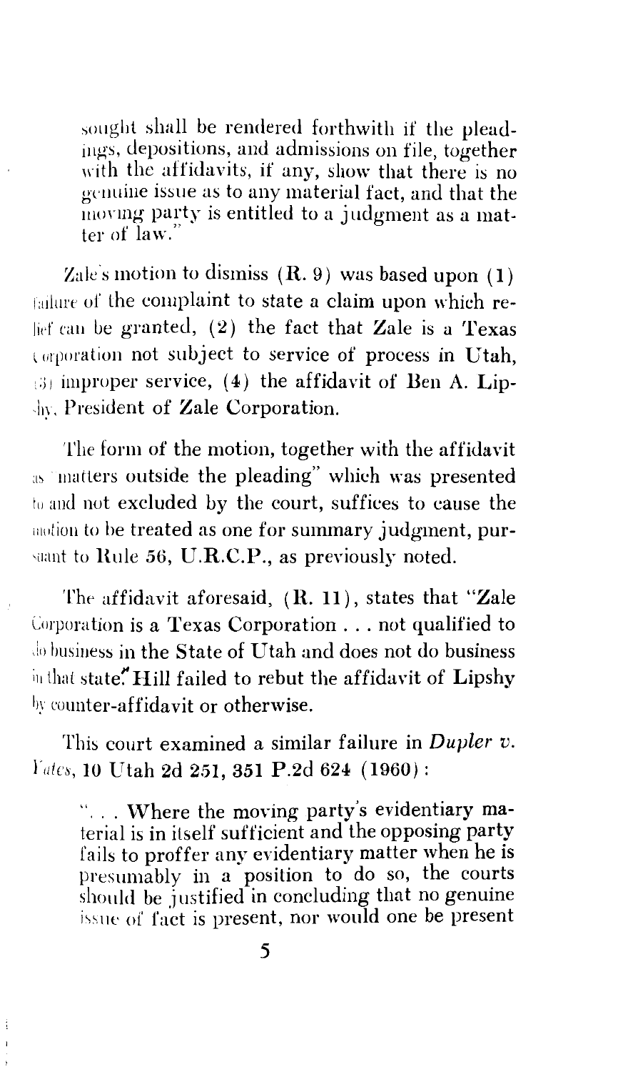sought shall be rendered forthwith if the pleadings, depositions, and admissions on file, together with the affidavits, if any, show that there is no genuine issue as to any material fact, and that the moving party is entitled to a judgment as a matter of law."

Zale's motion to dismiss (R. 9) was based upon (1) failure of the complaint to state a claim upon which relief can be granted, (2) the fact that Zale is a Texas corporation not subject to service of process in Utah, (3) improper service, (4) the affidavit of Ben A. Lipshy, President of Zale Corporation.

The form of the motion, together with the affidavit as "matters outside the pleading" which was presented to and not excluded by the court, suffices to cause the motion to be treated as one for summary judgment, pursuant to Rule 56, U.R.C.P., as previously noted.

The affidavit aforesaid, (R. 11), states that "Zale Corporation is a Texas Corporation . . . not qualified to do business in the State of Utah and does not do business in that state." Hill failed to rebut the affidavit of Lipshy by counter-affidavit or otherwise.

This court examined a similar failure in *Dupler v. Yates*, 10 Utah 2d 251, 351 P.2d 624 (1960):

> ". . . Where the moving party's evidentiary material is in itself sufficient and the opposing party fails to proffer any evidentiary matter when he is presumably in a position to do so, the courts should be justified in concluding that no genuine issue of fact is present, nor would one be present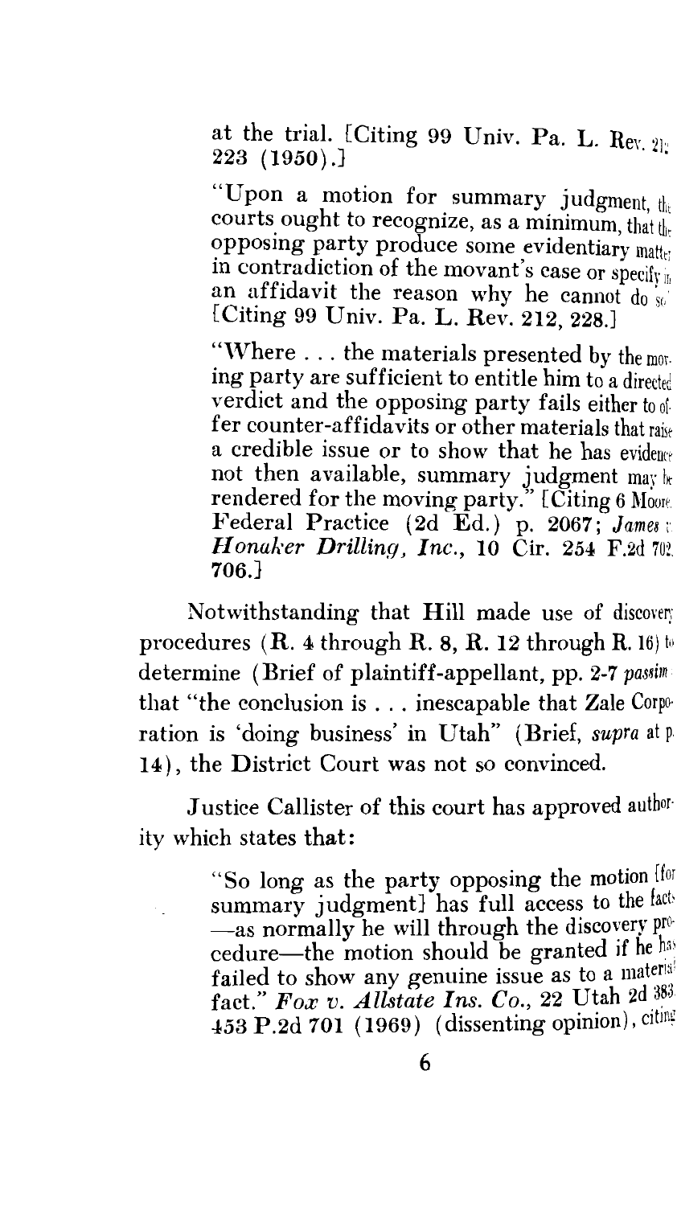at the trial. [Citing 99 Univ. Pa. L. Rev. 212, 223 (1950).]

> "Upon a motion for summary judgment, the courts ought to recognize, as a minimum, that the opposing party produce some evidentiary matter in contradiction of the movant's case or specify in an affidavit the reason why he cannot do so." [Citing 99 Univ. Pa. L. Rev. 212, 228.]
>
> "Where . . . the materials presented by the moving party are sufficient to entitle him to a directed verdict and the opposing party fails either to offer counter-affidavits or other materials that raise a credible issue or to show that he has evidence not then available, summary judgment may be rendered for the moving party." [Citing 6 Moore, Federal Practice (2d Ed.) p. 2067; *James v. Honaker Drilling, Inc.*, 10 Cir. 254 F.2d 702, 706.]

Notwithstanding that Hill made use of discovery procedures (R. 4 through R. 8, R. 12 through R. 16) to determine (Brief of plaintiff-appellant, pp. 2-7 *passim*) that "the conclusion is . . . inescapable that Zale Corporation is 'doing business' in Utah" (Brief, *supra* at p. 14), the District Court was not so convinced.

Justice Callister of this court has approved authority which states that:

> "So long as the party opposing the motion [for summary judgment] has full access to the facts —as normally he will through the discovery procedure—the motion should be granted if he has failed to show any genuine issue as to a material fact." *Fox v. Allstate Ins. Co.*, 22 Utah 2d 383, 453 P.2d 701 (1969) (dissenting opinion), citing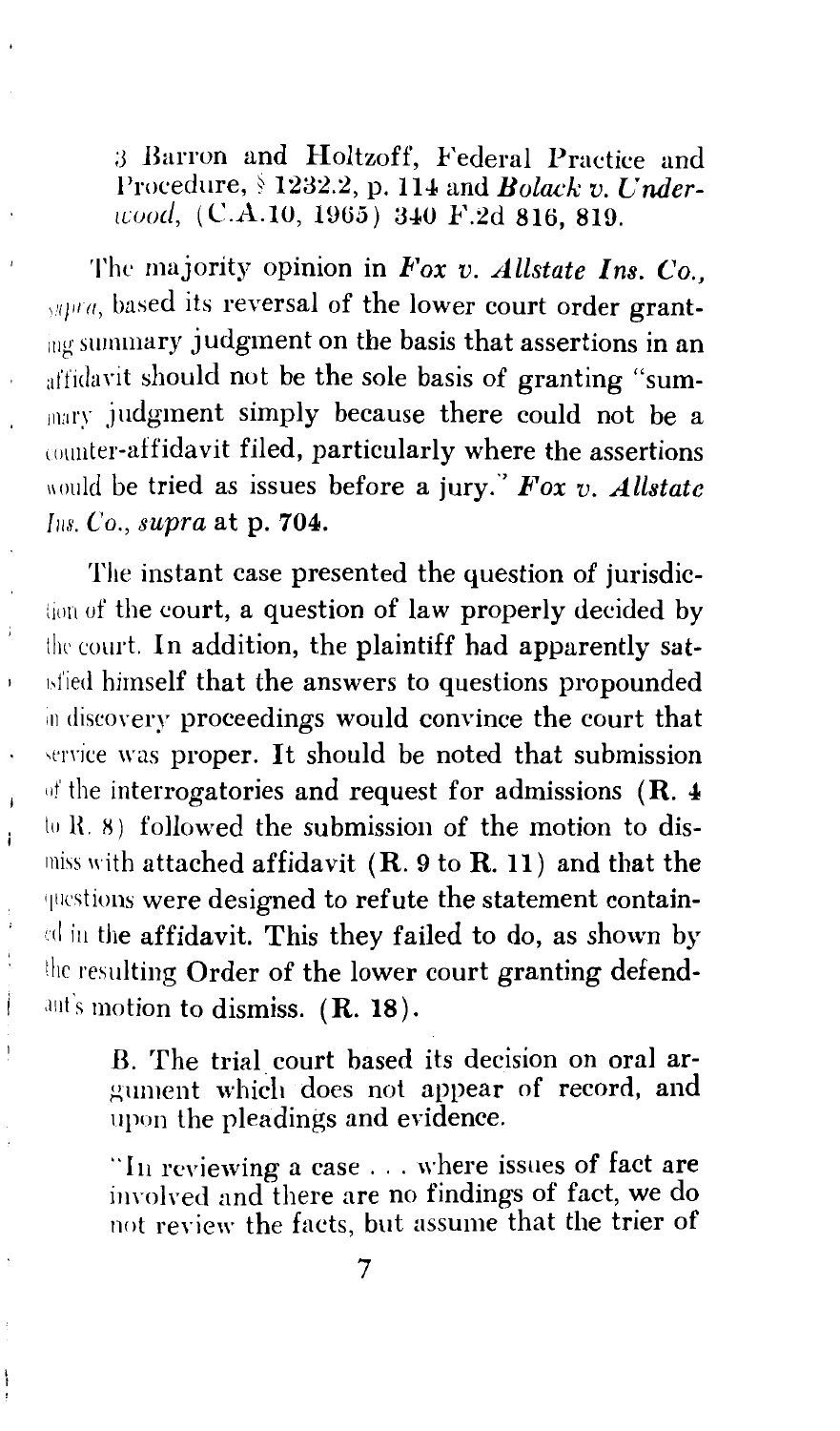3 Barron and Holtzoff, Federal Practice and Procedure, § 1232.2, p. 114 and *Bolack v. Underwood*, (C.A.10, 1965) 340 F.2d 816, 819.

The majority opinion in *Fox v. Allstate Ins. Co., supra*, based its reversal of the lower court order granting summary judgment on the basis that assertions in an affidavit should not be the sole basis of granting "summary judgment simply because there could not be a counter-affidavit filed, particularly where the assertions would be tried as issues before a jury." *Fox v. Allstate Ins. Co., supra* at p. 704.

The instant case presented the question of jurisdiction of the court, a question of law properly decided by the court. In addition, the plaintiff had apparently satisfied himself that the answers to questions propounded in discovery proceedings would convince the court that service was proper. It should be noted that submission of the interrogatories and request for admissions (R. 4 to R. 8) followed the submission of the motion to dismiss with attached affidavit (R. 9 to R. 11) and that the questions were designed to refute the statement contained in the affidavit. This they failed to do, as shown by the resulting Order of the lower court granting defendant's motion to dismiss. (R. 18).

> B. The trial court based its decision on oral argument which does not appear of record, and upon the pleadings and evidence.
>
> "In reviewing a case . . . where issues of fact are involved and there are no findings of fact, we do not review the facts, but assume that the trier of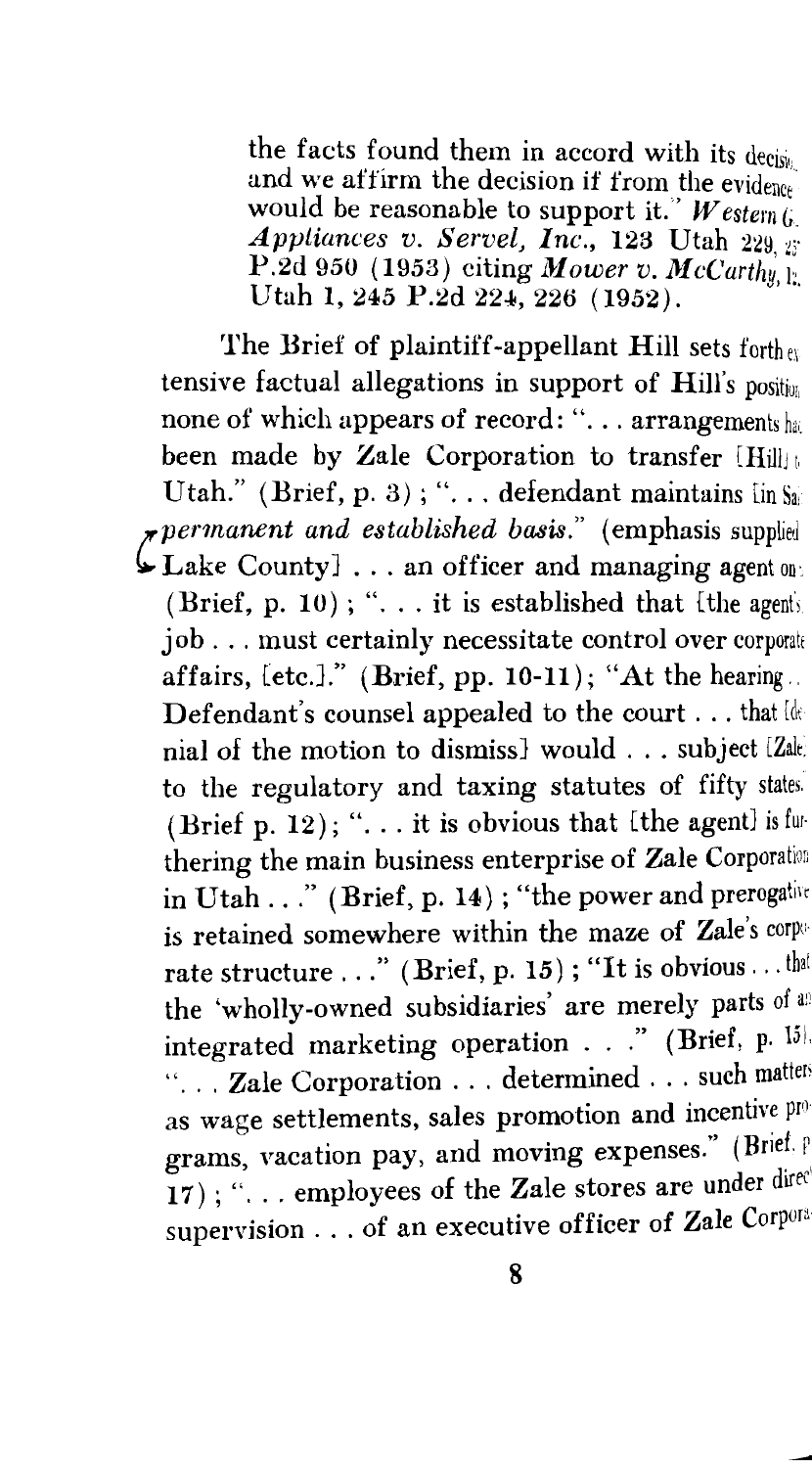the facts found them in accord with its decision and we affirm the decision if from the evidence would be reasonable to support it." *Western G. Appliances v. Servel, Inc.*, 123 Utah 229, 257 P.2d 950 (1953) citing *Mower v. McCarthy*, 122 Utah 1, 245 P.2d 224, 226 (1952).

The Brief of plaintiff-appellant Hill sets forth extensive factual allegations in support of Hill's position none of which appears of record: ". . . arrangements had been made by Zale Corporation to transfer [Hill] to Utah." (Brief, p. 3); ". . . defendant maintains [in Salt Lake County] . . . an officer and managing agent on a *permanent and established basis*." (emphasis supplied) (Brief, p. 10); ". . . it is established that [the agent's] job . . . must certainly necessitate control over corporate affairs, [etc.]." (Brief, pp. 10-11); "At the hearing . . Defendant's counsel appealed to the court . . . that [denial of the motion to dismiss] would . . . subject [Zale] to the regulatory and taxing statutes of fifty states." (Brief p. 12); ". . . it is obvious that [the agent] is furthering the main business enterprise of Zale Corporation in Utah . . ." (Brief, p. 14); "the power and prerogative is retained somewhere within the maze of Zale's corporate structure . . ." (Brief, p. 15); "It is obvious . . . that the 'wholly-owned subsidiaries' are merely parts of an integrated marketing operation . . ." (Brief, p. 15); ". . . Zale Corporation . . . determined . . . such matters as wage settlements, sales promotion and incentive programs, vacation pay, and moving expenses." (Brief, p. 17); ". . . employees of the Zale stores are under direct supervision . . . of an executive officer of Zale Corpora-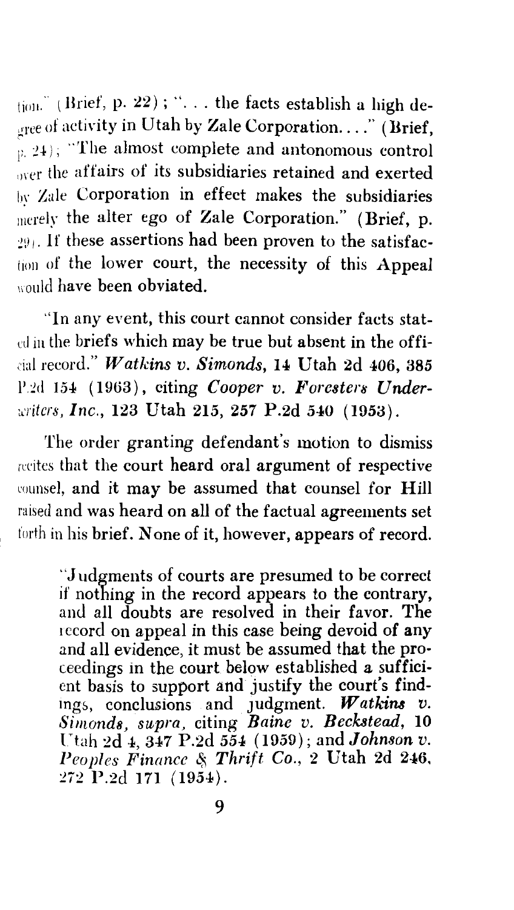tion." (Brief, p. 22); ". . . the facts establish a high degree of activity in Utah by Zale Corporation. . . ." (Brief, p. 24); "The almost complete and antonomous control over the affairs of its subsidiaries retained and exerted by Zale Corporation in effect makes the subsidiaries merely the alter ego of Zale Corporation." (Brief, p. 29). If these assertions had been proven to the satisfaction of the lower court, the necessity of this Appeal would have been obviated.

"In any event, this court cannot consider facts stated in the briefs which may be true but absent in the official record." *Watkins v. Simonds*, 14 Utah 2d 406, 385 P.2d 154 (1963), citing *Cooper v. Foresters Underwriters, Inc.*, 123 Utah 215, 257 P.2d 540 (1953).

The order granting defendant's motion to dismiss recites that the court heard oral argument of respective counsel, and it may be assumed that counsel for Hill raised and was heard on all of the factual agreements set forth in his brief. None of it, however, appears of record.

> "Judgments of courts are presumed to be correct if nothing in the record appears to the contrary, and all doubts are resolved in their favor. The record on appeal in this case being devoid of any and all evidence, it must be assumed that the proceedings in the court below established a sufficient basis to support and justify the court's findings, conclusions and judgment. *Watkins v. Simonds, supra,* citing *Baine v. Beckstead*, 10 Utah 2d 4, 347 P.2d 554 (1959); and *Johnson v. Peoples Finance & Thrift Co.*, 2 Utah 2d 246, 272 P.2d 171 (1954).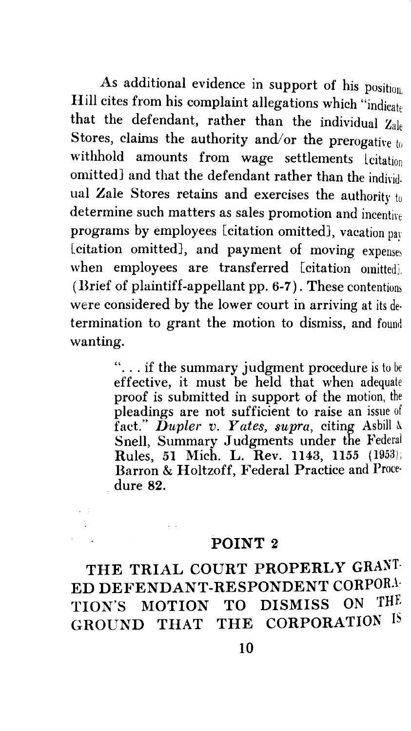As additional evidence in support of his position, Hill cites from his complaint allegations which "indicate that the defendant, rather than the individual Zale Stores, claims the authority and/or the prerogative to withhold amounts from wage settlements [citation omitted] and that the defendant rather than the individual Zale Stores retains and exercises the authority to determine such matters as sales promotion and incentive programs by employees [citation omitted], vacation pay [citation omitted], and payment of moving expenses when employees are transferred [citation omitted]. (Brief of plaintiff-appellant pp. 6-7). These contentions were considered by the lower court in arriving at its determination to grant the motion to dismiss, and found wanting.

> ". . . if the summary judgment procedure is to be effective, it must be held that when adequate proof is submitted in support of the motion, the pleadings are not sufficient to raise an issue of fact." *Dupler v. Yates, supra*, citing Asbill & Snell, Summary Judgments under the Federal Rules, 51 Mich. L. Rev. 1143, 1155 (1953); Barron & Holtzoff, Federal Practice and Procedure 82.

## POINT 2

## THE TRIAL COURT PROPERLY GRANTED DEFENDANT-RESPONDENT CORPORATION'S MOTION TO DISMISS ON THE GROUND THAT THE CORPORATION IS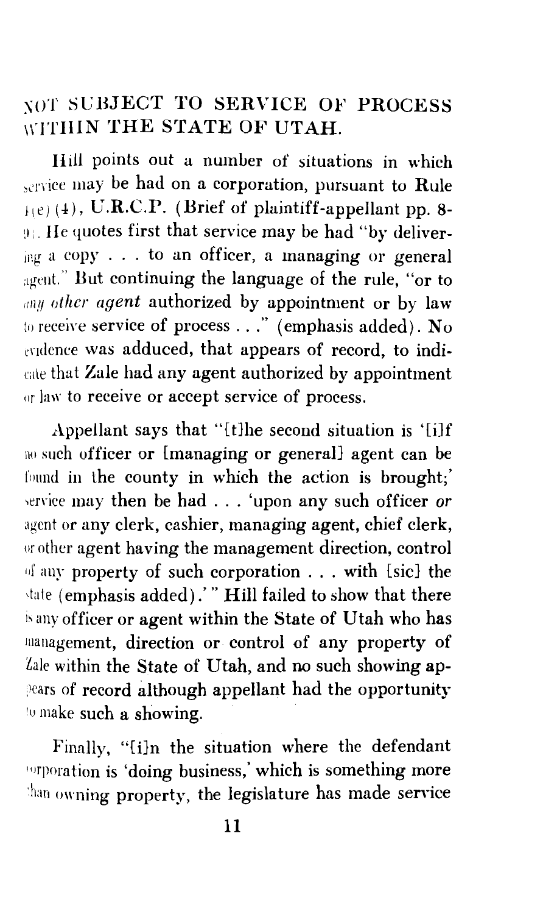## NOT SUBJECT TO SERVICE OF PROCESS WITHIN THE STATE OF UTAH.

Hill points out a number of situations in which service may be had on a corporation, pursuant to Rule 4(e)(4), U.R.C.P. (Brief of plaintiff-appellant pp. 8-9). He quotes first that service may be had "by delivering a copy . . . to an officer, a managing or general agent." But continuing the language of the rule, "or to *any other agent* authorized by appointment or by law to receive service of process . . ." (emphasis added). No evidence was adduced, that appears of record, to indicate that Zale had any agent authorized by appointment or law to receive or accept service of process.

Appellant says that "[t]he second situation is '[i]f no such officer or [managing or general] agent can be found in the county in which the action is brought;' service may then be had . . . 'upon any such officer *or* agent or any clerk, cashier, managing agent, chief clerk, or other agent having the management direction, control of any property of such corporation . . . with [sic] the state (emphasis added).' " Hill failed to show that there is any officer or agent within the State of Utah who has management, direction or control of any property of Zale within the State of Utah, and no such showing appears of record although appellant had the opportunity to make such a showing.

Finally, "[i]n the situation where the defendant corporation is 'doing business,' which is something more than owning property, the legislature has made service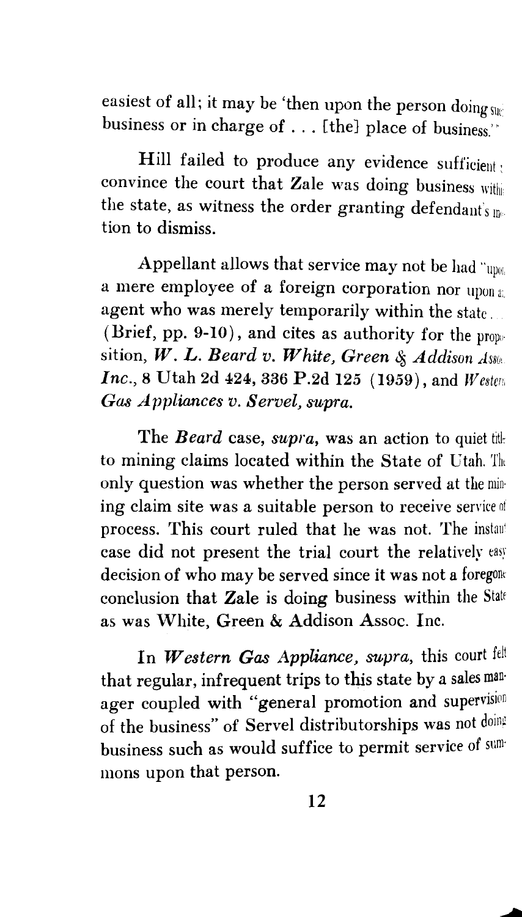easiest of all; it may be 'then upon the person doing such business or in charge of . . . [the] place of business.' "

Hill failed to produce any evidence sufficient to convince the court that Zale was doing business within the state, as witness the order granting defendant's motion to dismiss.

Appellant allows that service may not be had "upon a mere employee of a foreign corporation nor upon an agent who was merely temporarily within the state. . ." (Brief, pp. 9-10), and cites as authority for the proposition, ***W. L. Beard v. White, Green & Addison Assoc. Inc.***, 8 Utah 2d 424, 336 P.2d 125 (1959), and ***Western Gas Appliances v. Servel, supra.***

The ***Beard*** case, ***supra***, was an action to quiet title to mining claims located within the State of Utah. The only question was whether the person served at the mining claim site was a suitable person to receive service of process. This court ruled that he was not. The instant case did not present the trial court the relatively easy decision of who may be served since it was not a foregone conclusion that Zale is doing business within the State as was White, Green & Addison Assoc. Inc.

In ***Western Gas Appliance, supra***, this court felt that regular, infrequent trips to this state by a sales manager coupled with "general promotion and supervision of the business" of Servel distributorships was not doing business such as would suffice to permit service of summons upon that person.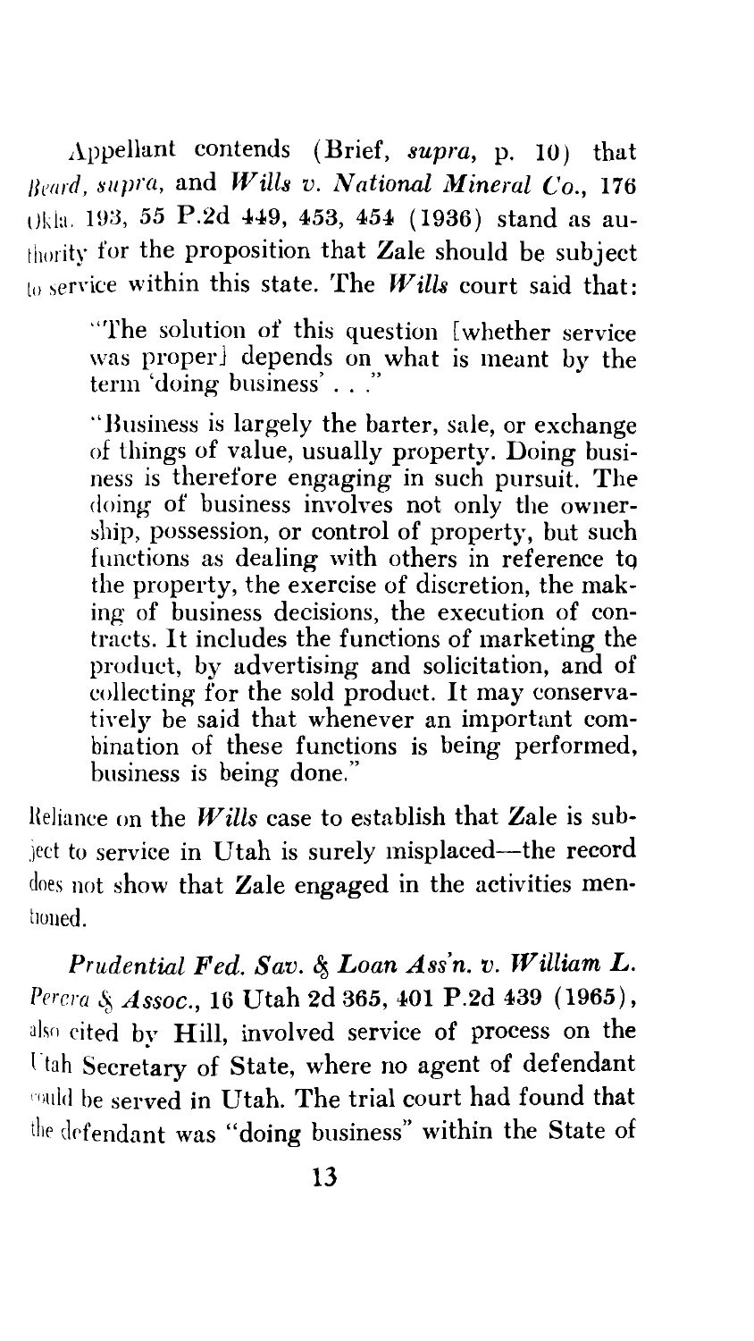Appellant contends (Brief, *supra*, p. 10) that *Beard, supra*, and *Wills v. National Mineral Co.*, 176 Okla. 193, 55 P.2d 449, 453, 454 (1936) stand as authority for the proposition that Zale should be subject to service within this state. The *Wills* court said that:

> "The solution of this question [whether service was proper] depends on what is meant by the term 'doing business' . . ."
>
> "Business is largely the barter, sale, or exchange of things of value, usually property. Doing business is therefore engaging in such pursuit. The doing of business involves not only the ownership, possession, or control of property, but such functions as dealing with others in reference to the property, the exercise of discretion, the making of business decisions, the execution of contracts. It includes the functions of marketing the product, by advertising and solicitation, and of collecting for the sold product. It may conservatively be said that whenever an important combination of these functions is being performed, business is being done."

Reliance on the *Wills* case to establish that Zale is subject to service in Utah is surely misplaced—the record does not show that Zale engaged in the activities mentioned.

*Prudential Fed. Sav. & Loan Ass'n. v. William L. Perera & Assoc.*, 16 Utah 2d 365, 401 P.2d 439 (1965), also cited by Hill, involved service of process on the Utah Secretary of State, where no agent of defendant could be served in Utah. The trial court had found that the defendant was "doing business" within the State of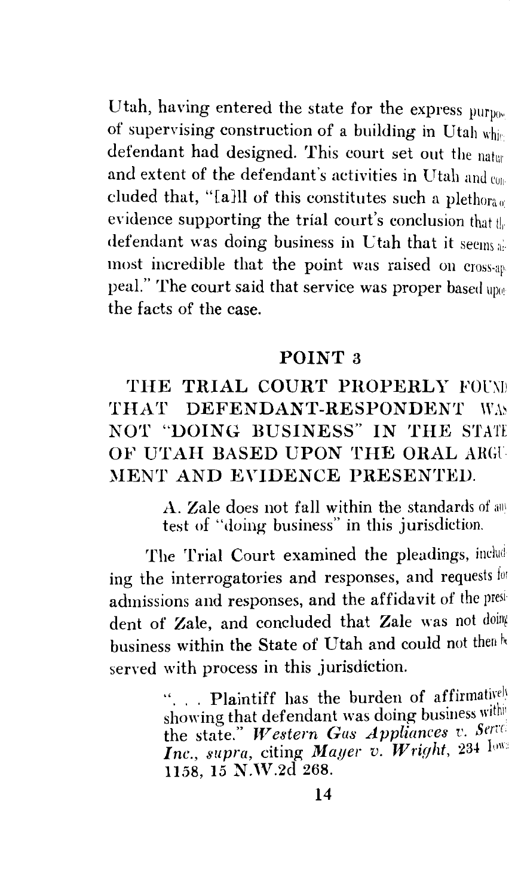Utah, having entered the state for the express purpose of supervising construction of a building in Utah which defendant had designed. This court set out the nature and extent of the defendant's activities in Utah and concluded that, "[a]ll of this constitutes such a plethora of evidence supporting the trial court's conclusion that the defendant was doing business in Utah that it seems almost incredible that the point was raised on cross-appeal." The court said that service was proper based upon the facts of the case.

## POINT 3

## THE TRIAL COURT PROPERLY FOUND THAT DEFENDANT-RESPONDENT WAS NOT "DOING BUSINESS" IN THE STATE OF UTAH BASED UPON THE ORAL ARGUMENT AND EVIDENCE PRESENTED.

> A. Zale does not fall within the standards of any test of "doing business" in this jurisdiction.

The Trial Court examined the pleadings, including the interrogatories and responses, and requests for admissions and responses, and the affidavit of the president of Zale, and concluded that Zale was not doing business within the State of Utah and could not then be served with process in this jurisdiction.

> ". . . Plaintiff has the burden of affirmatively showing that defendant was doing business within the state." *Western Gas Appliances v. Servel Inc., supra*, citing *Mayer v. Wright*, 234 Iowa 1158, 15 N.W.2d 268.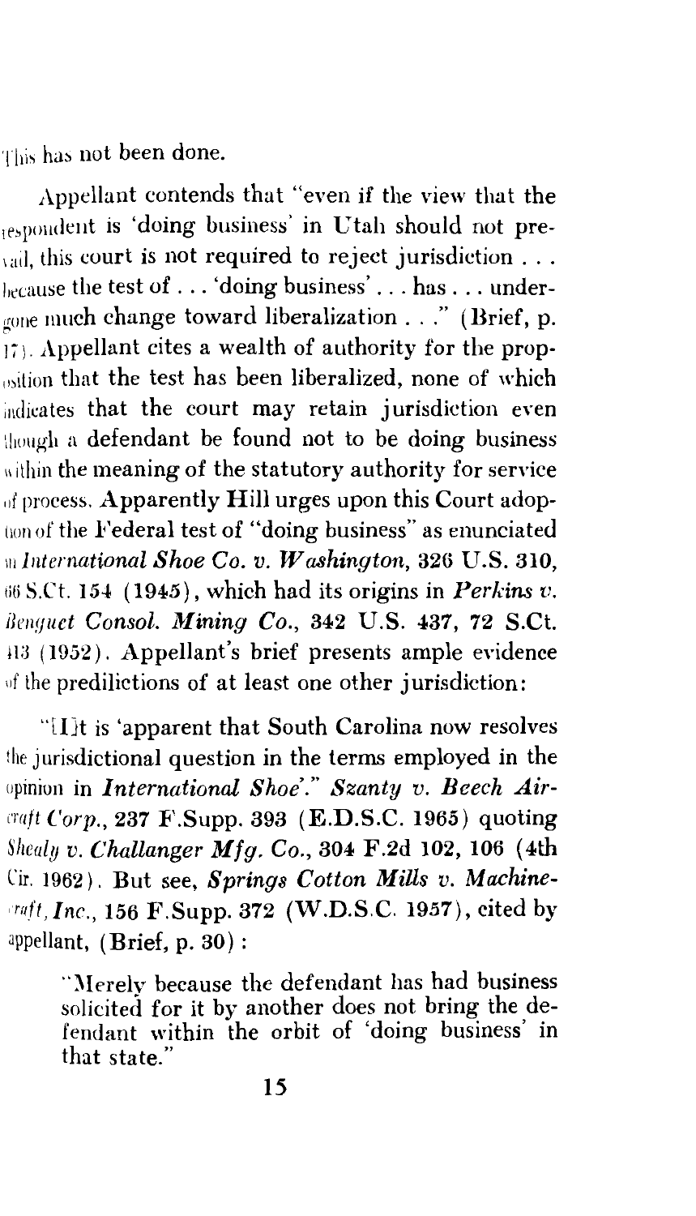This has not been done.

Appellant contends that "even if the view that the respondent is 'doing business' in Utah should not prevail, this court is not required to reject jurisdiction . . . because the test of . . . 'doing business' . . . has . . . undergone much change toward liberalization . . ." (Brief, p. 17). Appellant cites a wealth of authority for the proposition that the test has been liberalized, none of which indicates that the court may retain jurisdiction even though a defendant be found not to be doing business within the meaning of the statutory authority for service of process. Apparently Hill urges upon this Court adoption of the Federal test of "doing business" as enunciated in *International Shoe Co. v. Washington*, **326 U.S. 310, 66 S.Ct. 154 (1945)**, which had its origins in *Perkins v. Benguet Consol. Mining Co.*, **342 U.S. 437, 72 S.Ct. 413 (1952)**. Appellant's brief presents ample evidence of the predilictions of at least one other jurisdiction:

"[I]t is 'apparent that South Carolina now resolves the jurisdictional question in the terms employed in the opinion in *International Shoe*'." *Szanty v. Beech Aircraft Corp.*, **237 F.Supp. 393 (E.D.S.C. 1965)** quoting *Shealy v. Challanger Mfg. Co.*, **304 F.2d 102, 106 (4th Cir. 1962)**. But see, *Springs Cotton Mills v. Machinecraft, Inc.*, **156 F.Supp. 372 (W.D.S.C. 1957)**, cited by appellant, **(Brief, p. 30)**:

> "Merely because the defendant has had business solicited for it by another does not bring the defendant within the orbit of 'doing business' in that state."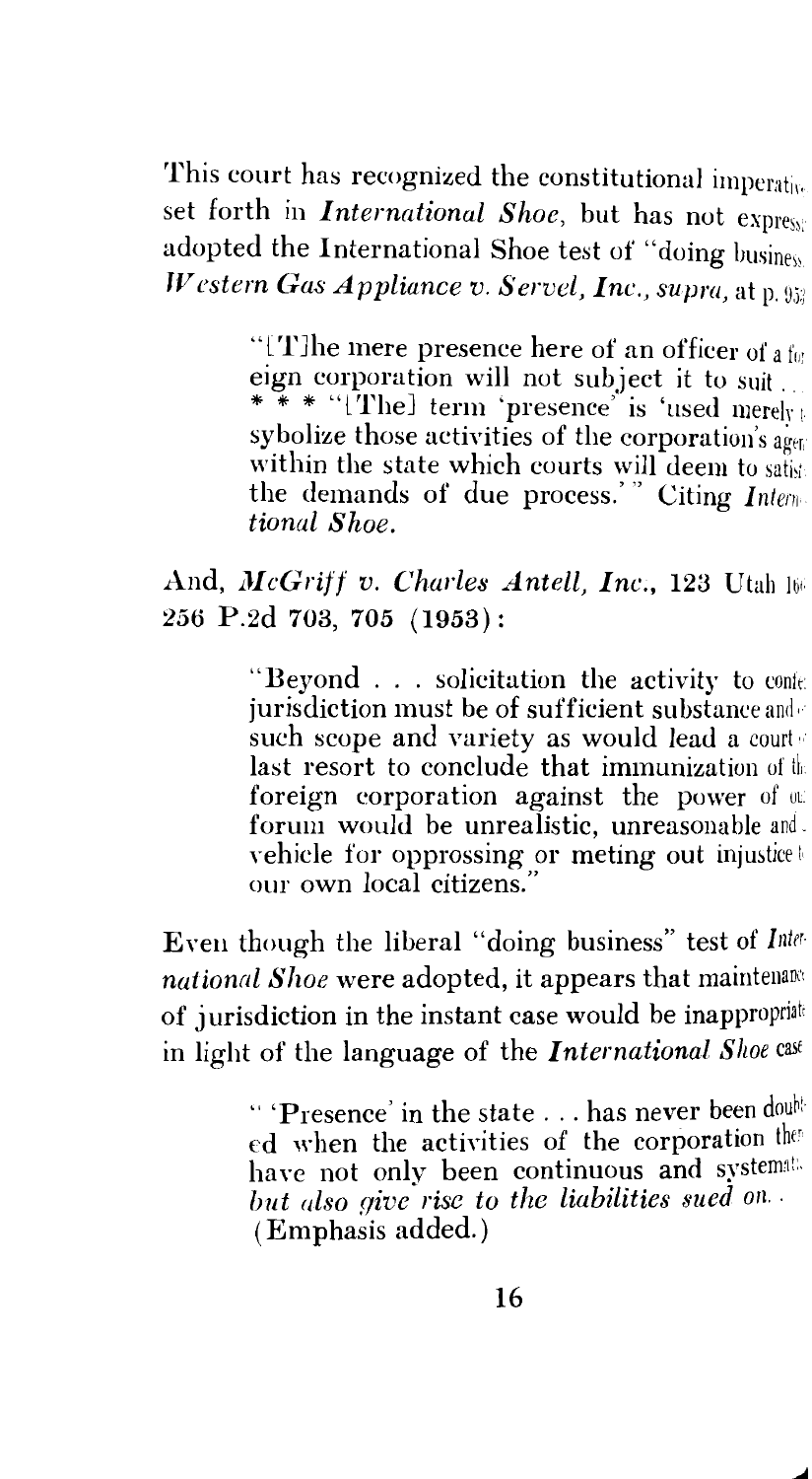This court has recognized the constitutional imperative set forth in *International Shoe*, but has not expressly adopted the International Shoe test of "doing business." *Western Gas Appliance v. Servel, Inc., supra*, at p. 953:

> "[T]he mere presence here of an officer of a foreign corporation will not subject it to suit . . . * * * "[The] term 'presence' is 'used merely to sybolize those activities of the corporation's agent within the state which courts will deem to satisfy the demands of due process.'" Citing *International Shoe.*

And, *McGriff v. Charles Antell, Inc.*, 123 Utah 166, 256 P.2d 703, 705 (1953):

> "Beyond . . . solicitation the activity to confer jurisdiction must be of sufficient substance and of such scope and variety as would lead a court of last resort to conclude that immunization of the foreign corporation against the power of our forum would be unrealistic, unreasonable and a vehicle for oppressing or meting out injustice to our own local citizens."

Even though the liberal "doing business" test of *International Shoe* were adopted, it appears that maintenance of jurisdiction in the instant case would be inappropriate in light of the language of the *International Shoe* case:

> " 'Presence' in the state . . . has never been doubted when the activities of the corporation there have not only been continuous and systematic *but also give rise to the liabilities sued on.* . . (Emphasis added.)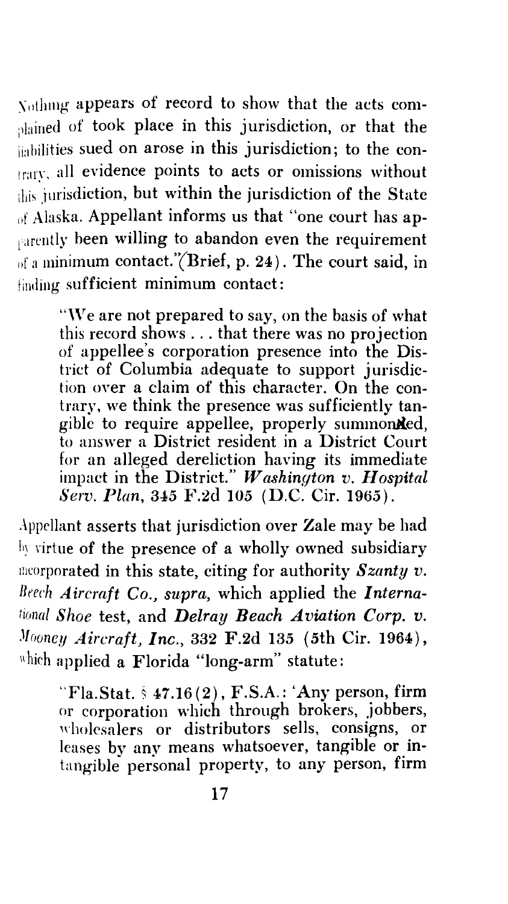Nothing appears of record to show that the acts complained of took place in this jurisdiction, or that the liabilities sued on arose in this jurisdiction; to the contrary, all evidence points to acts or omissions without this jurisdiction, but within the jurisdiction of the State of Alaska. Appellant informs us that "one court has apparently been willing to abandon even the requirement of a minimum contact." (Brief, p. 24). The court said, in finding sufficient minimum contact:

> "We are not prepared to say, on the basis of what this record shows . . . that there was no projection of appellee's corporation presence into the District of Columbia adequate to support jurisdiction over a claim of this character. On the contrary, we think the presence was sufficiently tangible to require appellee, properly summoned, to answer a District resident in a District Court for an alleged dereliction having its immediate impact in the District." ***Washington v. Hospital Serv. Plan***, 345 F.2d 105 (D.C. Cir. 1965).

Appellant asserts that jurisdiction over Zale may be had by virtue of the presence of a wholly owned subsidiary incorporated in this state, citing for authority ***Szanty v. Beech Aircraft Co., supra,*** which applied the ***International Shoe*** test, and ***Delray Beach Aviation Corp. v. Mooney Aircraft, Inc.***, 332 F.2d 135 (5th Cir. 1964), which applied a Florida "long-arm" statute:

> "Fla.Stat. § 47.16(2), F.S.A.: 'Any person, firm or corporation which through brokers, jobbers, wholesalers or distributors sells, consigns, or leases by any means whatsoever, tangible or intangible personal property, to any person, firm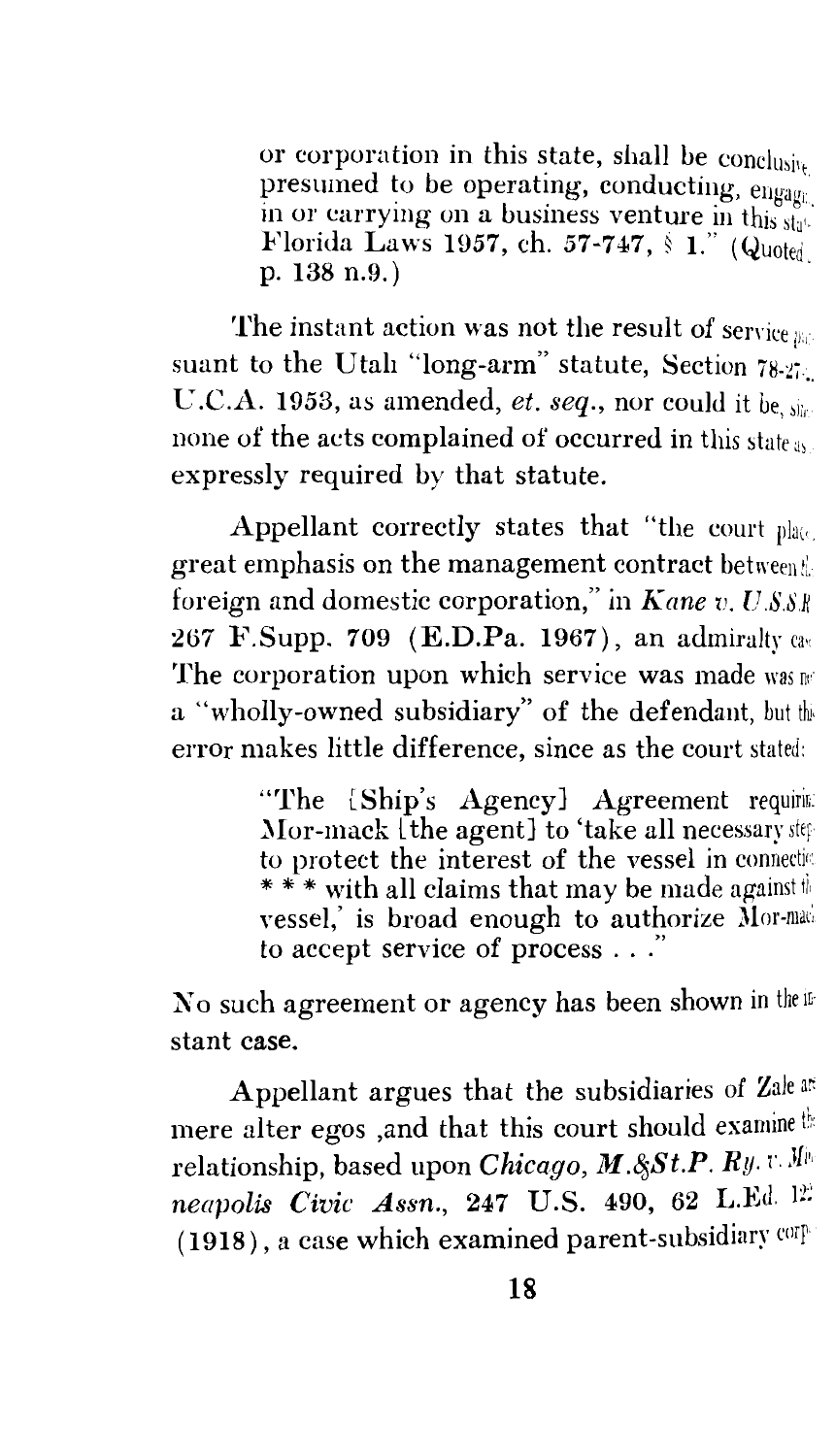or corporation in this state, shall be conclusively presumed to be operating, conducting, engaging in or carrying on a business venture in this state. Florida Laws 1957, ch. 57-747, § 1." (Quoted, p. 138 n.9.)

The instant action was not the result of service pursuant to the Utah "long-arm" statute, Section 78-27-..., U.C.A. 1953, as amended, *et. seq.*, nor could it be, since none of the acts complained of occurred in this state as expressly required by that statute.

Appellant correctly states that "the court placed great emphasis on the management contract between the foreign and domestic corporation," in *Kane v. U.S.S.R.* 267 F.Supp. 709 (E.D.Pa. 1967), an admiralty case. The corporation upon which service was made was not a "wholly-owned subsidiary" of the defendant, but this error makes little difference, since as the court stated:

> "The [Ship's Agency] Agreement requiring Mor-mack [the agent] to 'take all necessary steps to protect the interest of the vessel in connection * * * with all claims that may be made against the vessel,' is broad enough to authorize Mor-mack to accept service of process . . ."

No such agreement or agency has been shown in the instant case.

Appellant argues that the subsidiaries of Zale are mere alter egos ,and that this court should examine the relationship, based upon *Chicago, M.&St.P. Ry. v. Minneapolis Civic Assn.*, 247 U.S. 490, 62 L.Ed. 12.. (1918), a case which examined parent-subsidiary corp-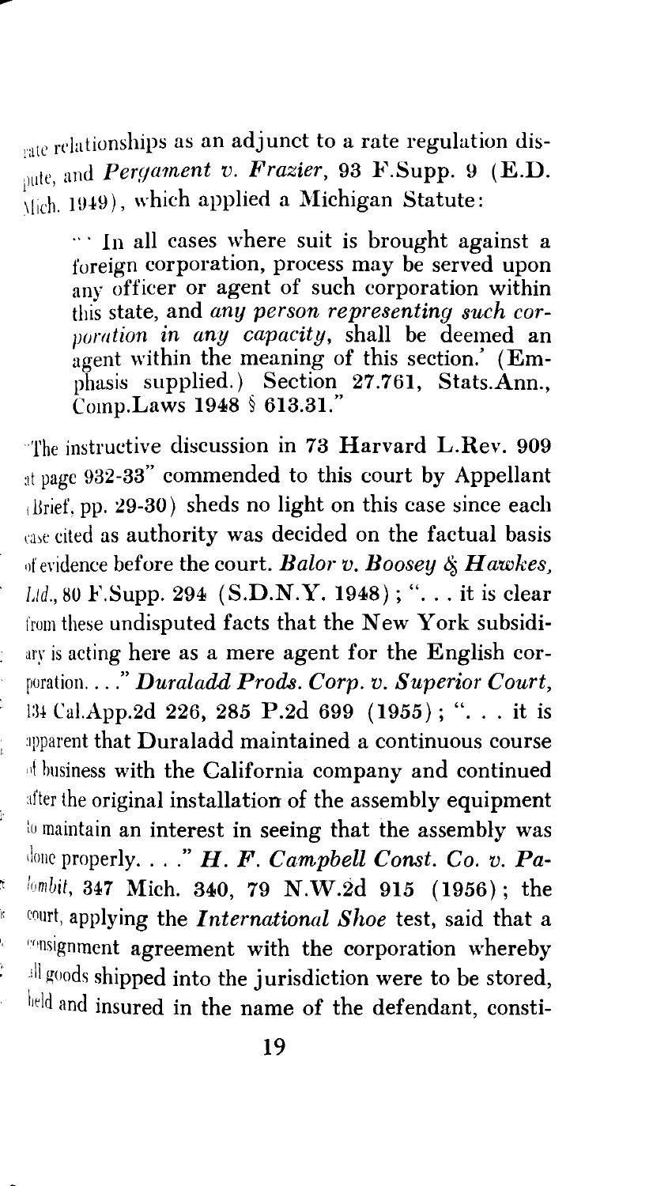rate relationships as an adjunct to a rate regulation dispute, and *Pergament v. Frazier*, 93 F.Supp. 9 (E.D. Mich. 1949), which applied a Michigan Statute:

> "'In all cases where suit is brought against a foreign corporation, process may be served upon any officer or agent of such corporation within this state, and *any person representing such corporation in any capacity*, shall be deemed an agent within the meaning of this section.' (Emphasis supplied.) Section 27.761, Stats.Ann., Comp.Laws 1948 § 613.31."

"The instructive discussion in 73 Harvard L.Rev. 909 at page 932-33" commended to this court by Appellant (Brief, pp. 29-30) sheds no light on this case since each case cited as authority was decided on the factual basis of evidence before the court. *Balor v. Boosey & Hawkes, Ltd.*, 80 F.Supp. 294 (S.D.N.Y. 1948); ". . . it is clear from these undisputed facts that the New York subsidiary is acting here as a mere agent for the English corporation. . . ." *Duraladd Prods. Corp. v. Superior Court*, 134 Cal.App.2d 226, 285 P.2d 699 (1955); ". . . it is apparent that Duraladd maintained a continuous course of business with the California company and continued after the original installation of the assembly equipment to maintain an interest in seeing that the assembly was done properly. . . ." *H. F. Campbell Const. Co. v. Palombit*, 347 Mich. 340, 79 N.W.2d 915 (1956); the court, applying the *International Shoe* test, said that a consignment agreement with the corporation whereby all goods shipped into the jurisdiction were to be stored, held and insured in the name of the defendant, consti-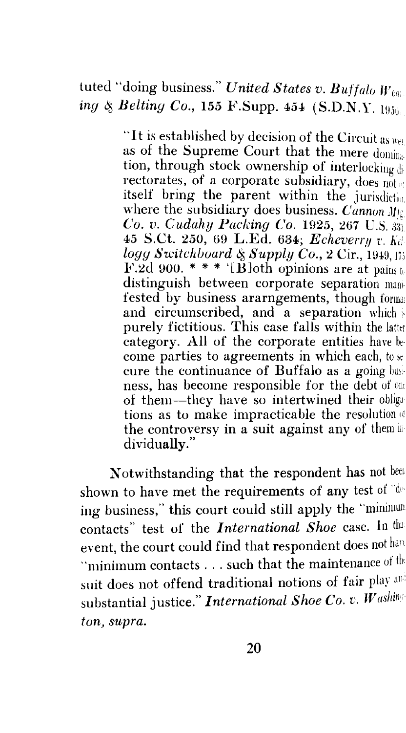tuted "doing business." *United States v. Buffalo Weaving & Belting Co.*, 155 F.Supp. 454 (S.D.N.Y. 1956).

> "It is established by decision of the Circuit as well as of the Supreme Court that the mere domination, through stock ownership of interlocking directorates, of a corporate subsidiary, does not of itself bring the parent within the jurisdiction where the subsidiary does business. *Cannon Mfg. Co. v. Cudahy Packing Co.* 1925, 267 U.S. 333, 45 S.Ct. 250, 69 L.Ed. 634; *Echeverry v. Kellogg Switchboard & Supply Co.*, 2 Cir., 1949, 175 F.2d 900. * * * '[B]oth opinions are at pains to distinguish between corporate separation manifested by business ararngements, though formal and circumscribed, and a separation which is purely fictitious. This case falls within the latter category. All of the corporate entities have become parties to agreements in which each, to secure the continuance of Buffalo as a going business, has become responsible for the debt of one of them—they have so intertwined their obligations as to make impracticable the resolution of the controversy in a suit against any of them individually."

Notwithstanding that the respondent has not been shown to have met the requirements of any test of "doing business," this court could still apply the "minimum contacts" test of the *International Shoe* case. In that event, the court could find that respondent does not have "minimum contacts . . . such that the maintenance of the suit does not offend traditional notions of fair play and substantial justice." *International Shoe Co. v. Washington, supra.*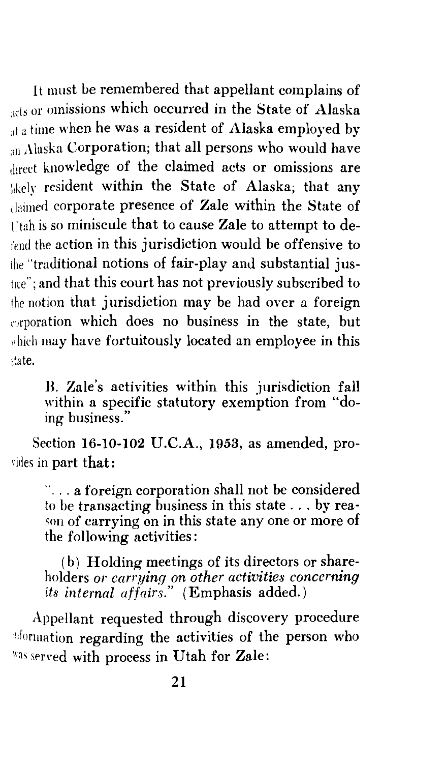It must be remembered that appellant complains of acts or omissions which occurred in the State of Alaska at a time when he was a resident of Alaska employed by an Alaska Corporation; that all persons who would have direct knowledge of the claimed acts or omissions are likely resident within the State of Alaska; that any claimed corporate presence of Zale within the State of Utah is so miniscule that to cause Zale to attempt to defend the action in this jurisdiction would be offensive to the "traditional notions of fair-play and substantial justice"; and that this court has not previously subscribed to the notion that jurisdiction may be had over a foreign corporation which does no business in the state, but which may have fortuitously located an employee in this state.

> B. Zale's activities within this jurisdiction fall within a specific statutory exemption from "doing business."

Section 16-10-102 U.C.A., 1953, as amended, provides in part that:

> ". . . a foreign corporation shall not be considered to be transacting business in this state . . . by reason of carrying on in this state any one or more of the following activities:
>
> (b) Holding meetings of its directors or shareholders *or carrying on other activities concerning its internal affairs.*" (Emphasis added.)

Appellant requested through discovery procedure information regarding the activities of the person who was served with process in Utah for Zale: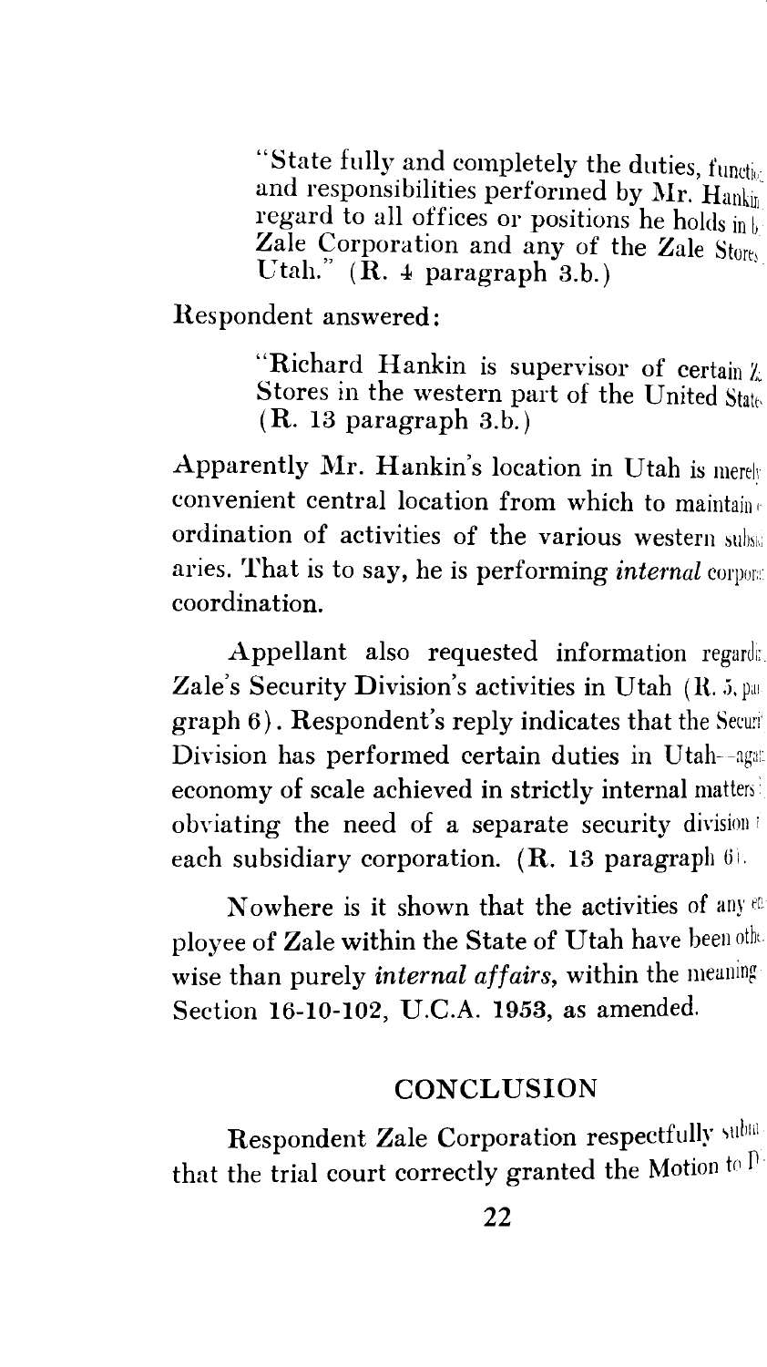> "State fully and completely the duties, functions and responsibilities performed by Mr. Hankin in regard to all offices or positions he holds in the Zale Corporation and any of the Zale Stores in Utah." (R. 4 paragraph 3.b.)

Respondent answered:

> "Richard Hankin is supervisor of certain Zale Stores in the western part of the United States." (R. 13 paragraph 3.b.)

Apparently Mr. Hankin's location in Utah is merely a convenient central location from which to maintain coordination of activities of the various western subsidiaries. That is to say, he is performing *internal* corporate coordination.

Appellant also requested information regarding Zale's Security Division's activities in Utah (R. 5, paragraph 6). Respondent's reply indicates that the Security Division has performed certain duties in Utah--again economy of scale achieved in strictly internal matters by obviating the need of a separate security division for each subsidiary corporation. (R. 13 paragraph 6).

Nowhere is it shown that the activities of any employee of Zale within the State of Utah have been otherwise than purely *internal affairs*, within the meaning of Section 16-10-102, U.C.A. 1953, as amended.

## CONCLUSION

Respondent Zale Corporation respectfully submits that the trial court correctly granted the Motion to D-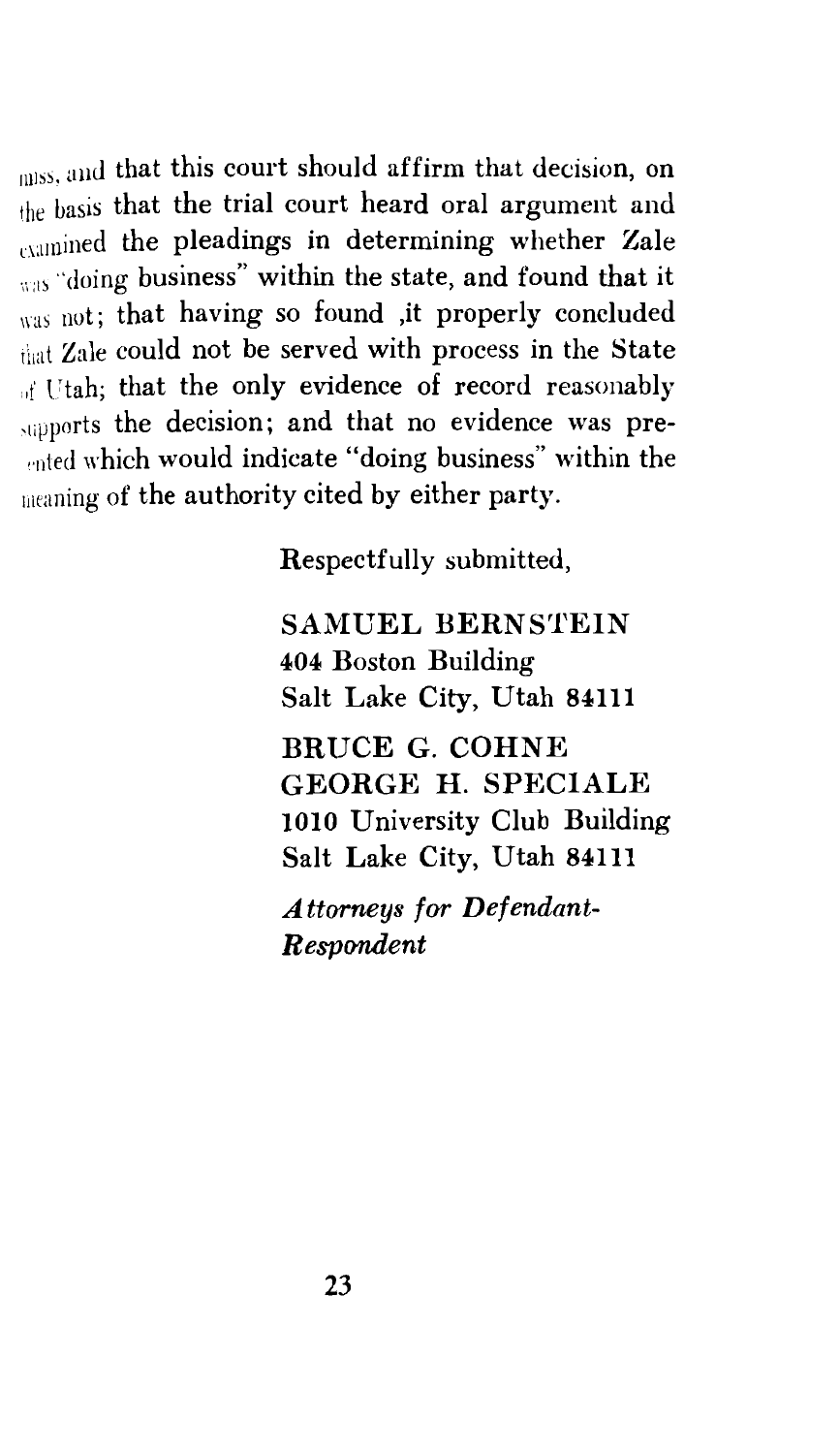miss, and that this court should affirm that decision, on the basis that the trial court heard oral argument and examined the pleadings in determining whether Zale was "doing business" within the state, and found that it was not; that having so found ,it properly concluded that Zale could not be served with process in the State of Utah; that the only evidence of record reasonably supports the decision; and that no evidence was presented which would indicate "doing business" within the meaning of the authority cited by either party.

Respectfully submitted,

SAMUEL BERNSTEIN
404 Boston Building
Salt Lake City, Utah 84111

BRUCE G. COHNE
GEORGE H. SPECIALE
1010 University Club Building
Salt Lake City, Utah 84111

*Attorneys for Defendant-Respondent*